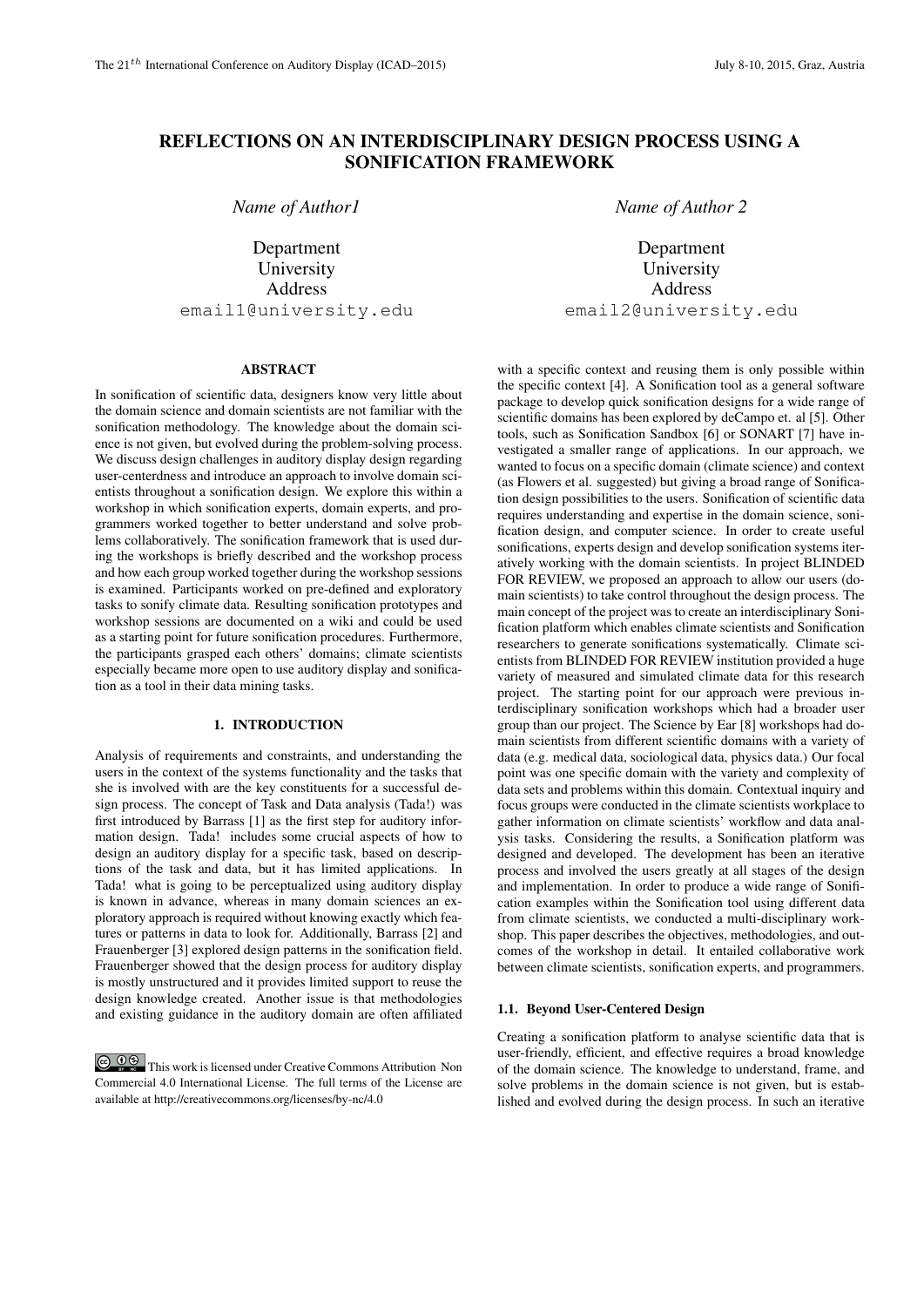# REFLECTIONS ON AN INTERDISCIPLINARY DESIGN PROCESS USING A SONIFICATION FRAMEWORK

*Name of Author1*

Department
University
Address
email1@university.edu

*Name of Author 2*

Department
University
Address
email2@university.edu

## ABSTRACT

In sonification of scientific data, designers know very little about the domain science and domain scientists are not familiar with the sonification methodology. The knowledge about the domain science is not given, but evolved during the problem-solving process. We discuss design challenges in auditory display design regarding user-centerdness and introduce an approach to involve domain scientists throughout a sonification design. We explore this within a workshop in which sonification experts, domain experts, and programmers worked together to better understand and solve problems collaboratively. The sonification framework that is used during the workshops is briefly described and the workshop process and how each group worked together during the workshop sessions is examined. Participants worked on pre-defined and exploratory tasks to sonify climate data. Resulting sonification prototypes and workshop sessions are documented on a wiki and could be used as a starting point for future sonification procedures. Furthermore, the participants grasped each others' domains; climate scientists especially became more open to use auditory display and sonification as a tool in their data mining tasks.

## 1. INTRODUCTION

Analysis of requirements and constraints, and understanding the users in the context of the systems functionality and the tasks that she is involved with are the key constituents for a successful design process. The concept of Task and Data analysis (Tada!) was first introduced by Barrass [1] as the first step for auditory information design. Tada! includes some crucial aspects of how to design an auditory display for a specific task, based on descriptions of the task and data, but it has limited applications. In Tada! what is going to be perceptualized using auditory display is known in advance, whereas in many domain sciences an exploratory approach is required without knowing exactly which features or patterns in data to look for. Additionally, Barrass [2] and Frauenberger [3] explored design patterns in the sonification field. Frauenberger showed that the design process for auditory display is mostly unstructured and it provides limited support to reuse the design knowledge created. Another issue is that methodologies and existing guidance in the auditory domain are often affiliated with a specific context and reusing them is only possible within the specific context [4]. A Sonification tool as a general software package to develop quick sonification designs for a wide range of scientific domains has been explored by deCampo et. al [5]. Other tools, such as Sonification Sandbox [6] or SONART [7] have investigated a smaller range of applications. In our approach, we wanted to focus on a specific domain (climate science) and context (as Flowers et al. suggested) but giving a broad range of Sonification design possibilities to the users. Sonification of scientific data requires understanding and expertise in the domain science, sonification design, and computer science. In order to create useful sonifications, experts design and develop sonification systems iteratively working with the domain scientists. In project BLINDED FOR REVIEW, we proposed an approach to allow our users (domain scientists) to take control throughout the design process. The main concept of the project was to create an interdisciplinary Sonification platform which enables climate scientists and Sonification researchers to generate sonifications systematically. Climate scientists from BLINDED FOR REVIEW institution provided a huge variety of measured and simulated climate data for this research project. The starting point for our approach were previous interdisciplinary sonification workshops which had a broader user group than our project. The Science by Ear [8] workshops had domain scientists from different scientific domains with a variety of data (e.g. medical data, sociological data, physics data.) Our focal point was one specific domain with the variety and complexity of data sets and problems within this domain. Contextual inquiry and focus groups were conducted in the climate scientists workplace to gather information on climate scientists' workflow and data analysis tasks. Considering the results, a Sonification platform was designed and developed. The development has been an iterative process and involved the users greatly at all stages of the design and implementation. In order to produce a wide range of Sonification examples within the Sonification tool using different data from climate scientists, we conducted a multi-disciplinary workshop. This paper describes the objectives, methodologies, and outcomes of the workshop in detail. It entailed collaborative work between climate scientists, sonification experts, and programmers.

### 1.1. Beyond User-Centered Design

Creating a sonification platform to analyse scientific data that is user-friendly, efficient, and effective requires a broad knowledge of the domain science. The knowledge to understand, frame, and solve problems in the domain science is not given, but is established and evolved during the design process. In such an iterative

This work is licensed under Creative Commons Attribution Non Commercial 4.0 International License. The full terms of the License are available at http://creativecommons.org/licenses/by-nc/4.0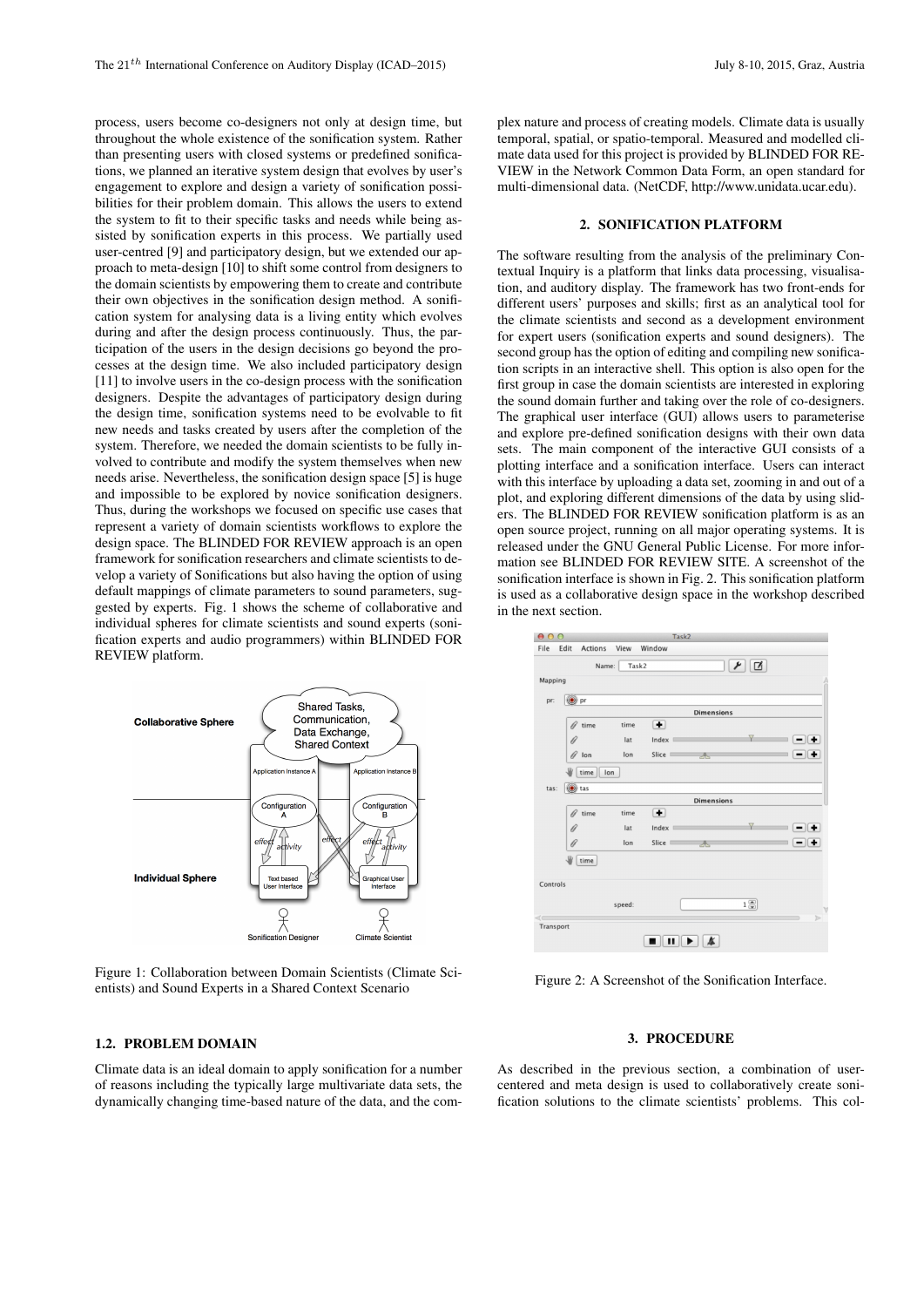process, users become co-designers not only at design time, but throughout the whole existence of the sonification system. Rather than presenting users with closed systems or predefined sonifications, we planned an iterative system design that evolves by user's engagement to explore and design a variety of sonification possibilities for their problem domain. This allows the users to extend the system to fit to their specific tasks and needs while being assisted by sonification experts in this process. We partially used user-centred [9] and participatory design, but we extended our approach to meta-design [10] to shift some control from designers to the domain scientists by empowering them to create and contribute their own objectives in the sonification design method. A sonification system for analysing data is a living entity which evolves during and after the design process continuously. Thus, the participation of the users in the design decisions go beyond the processes at the design time. We also included participatory design [11] to involve users in the co-design process with the sonification designers. Despite the advantages of participatory design during the design time, sonification systems need to be evolvable to fit new needs and tasks created by users after the completion of the system. Therefore, we needed the domain scientists to be fully involved to contribute and modify the system themselves when new needs arise. Nevertheless, the sonification design space [5] is huge and impossible to be explored by novice sonification designers. Thus, during the workshops we focused on specific use cases that represent a variety of domain scientists workflows to explore the design space. The BLINDED FOR REVIEW approach is an open framework for sonification researchers and climate scientists to develop a variety of Sonifications but also having the option of using default mappings of climate parameters to sound parameters, suggested by experts. Fig. 1 shows the scheme of collaborative and individual spheres for climate scientists and sound experts (sonification experts and audio programmers) within BLINDED FOR REVIEW platform.

Figure 1: Collaboration between Domain Scientists (Climate Scientists) and Sound Experts in a Shared Context Scenario

### 1.2. PROBLEM DOMAIN

Climate data is an ideal domain to apply sonification for a number of reasons including the typically large multivariate data sets, the dynamically changing time-based nature of the data, and the complex nature and process of creating models. Climate data is usually temporal, spatial, or spatio-temporal. Measured and modelled climate data used for this project is provided by BLINDED FOR REVIEW in the Network Common Data Form, an open standard for multi-dimensional data. (NetCDF, http://www.unidata.ucar.edu).

## 2. SONIFICATION PLATFORM

The software resulting from the analysis of the preliminary Contextual Inquiry is a platform that links data processing, visualisation, and auditory display. The framework has two front-ends for different users' purposes and skills; first as an analytical tool for the climate scientists and second as a development environment for expert users (sonification experts and sound designers). The second group has the option of editing and compiling new sonification scripts in an interactive shell. This option is also open for the first group in case the domain scientists are interested in exploring the sound domain further and taking over the role of co-designers. The graphical user interface (GUI) allows users to parameterise and explore pre-defined sonification designs with their own data sets. The main component of the interactive GUI consists of a plotting interface and a sonification interface. Users can interact with this interface by uploading a data set, zooming in and out of a plot, and exploring different dimensions of the data by using sliders. The BLINDED FOR REVIEW sonification platform is as an open source project, running on all major operating systems. It is released under the GNU General Public License. For more information see BLINDED FOR REVIEW SITE. A screenshot of the sonification interface is shown in Fig. 2. This sonification platform is used as a collaborative design space in the workshop described in the next section.

Figure 2: A Screenshot of the Sonification Interface.

## 3. PROCEDURE

As described in the previous section, a combination of user-centered and meta design is used to collaboratively create sonification solutions to the climate scientists' problems. This col-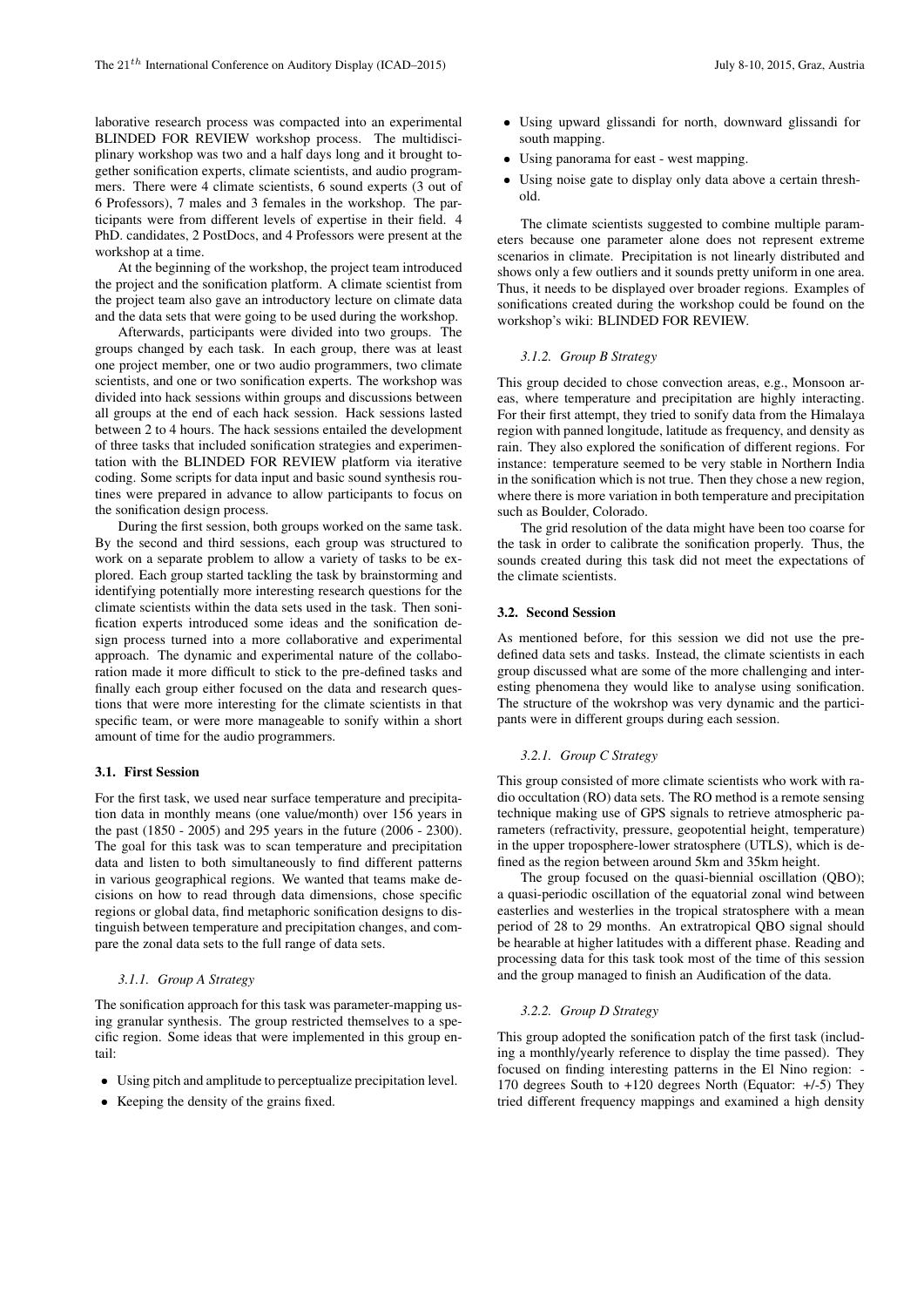laborative research process was compacted into an experimental BLINDED FOR REVIEW workshop process. The multidisciplinary workshop was two and a half days long and it brought together sonification experts, climate scientists, and audio programmers. There were 4 climate scientists, 6 sound experts (3 out of 6 Professors), 7 males and 3 females in the workshop. The participants were from different levels of expertise in their field. 4 PhD. candidates, 2 PostDocs, and 4 Professors were present at the workshop at a time.

At the beginning of the workshop, the project team introduced the project and the sonification platform. A climate scientist from the project team also gave an introductory lecture on climate data and the data sets that were going to be used during the workshop.

Afterwards, participants were divided into two groups. The groups changed by each task. In each group, there was at least one project member, one or two audio programmers, two climate scientists, and one or two sonification experts. The workshop was divided into hack sessions within groups and discussions between all groups at the end of each hack session. Hack sessions lasted between 2 to 4 hours. The hack sessions entailed the development of three tasks that included sonification strategies and experimentation with the BLINDED FOR REVIEW platform via iterative coding. Some scripts for data input and basic sound synthesis routines were prepared in advance to allow participants to focus on the sonification design process.

During the first session, both groups worked on the same task. By the second and third sessions, each group was structured to work on a separate problem to allow a variety of tasks to be explored. Each group started tackling the task by brainstorming and identifying potentially more interesting research questions for the climate scientists within the data sets used in the task. Then sonification experts introduced some ideas and the sonification design process turned into a more collaborative and experimental approach. The dynamic and experimental nature of the collaboration made it more difficult to stick to the pre-defined tasks and finally each group either focused on the data and research questions that were more interesting for the climate scientists in that specific team, or were more manageable to sonify within a short amount of time for the audio programmers.

### 3.1. First Session

For the first task, we used near surface temperature and precipitation data in monthly means (one value/month) over 156 years in the past (1850 - 2005) and 295 years in the future (2006 - 2300). The goal for this task was to scan temperature and precipitation data and listen to both simultaneously to find different patterns in various geographical regions. We wanted that teams make decisions on how to read through data dimensions, chose specific regions or global data, find metaphoric sonification designs to distinguish between temperature and precipitation changes, and compare the zonal data sets to the full range of data sets.

#### *3.1.1. Group A Strategy*

The sonification approach for this task was parameter-mapping using granular synthesis. The group restricted themselves to a specific region. Some ideas that were implemented in this group entail:

- Using pitch and amplitude to perceptualize precipitation level.
- Keeping the density of the grains fixed.
- Using upward glissandi for north, downward glissandi for south mapping.
- Using panorama for east - west mapping.
- Using noise gate to display only data above a certain threshold.

The climate scientists suggested to combine multiple parameters because one parameter alone does not represent extreme scenarios in climate. Precipitation is not linearly distributed and shows only a few outliers and it sounds pretty uniform in one area. Thus, it needs to be displayed over broader regions. Examples of sonifications created during the workshop could be found on the workshop's wiki: BLINDED FOR REVIEW.

#### *3.1.2. Group B Strategy*

This group decided to chose convection areas, e.g., Monsoon areas, where temperature and precipitation are highly interacting. For their first attempt, they tried to sonify data from the Himalaya region with panned longitude, latitude as frequency, and density as rain. They also explored the sonification of different regions. For instance: temperature seemed to be very stable in Northern India in the sonification which is not true. Then they chose a new region, where there is more variation in both temperature and precipitation such as Boulder, Colorado.

The grid resolution of the data might have been too coarse for the task in order to calibrate the sonification properly. Thus, the sounds created during this task did not meet the expectations of the climate scientists.

### 3.2. Second Session

As mentioned before, for this session we did not use the predefined data sets and tasks. Instead, the climate scientists in each group discussed what are some of the more challenging and interesting phenomena they would like to analyse using sonification. The structure of the wokrshop was very dynamic and the participants were in different groups during each session.

#### *3.2.1. Group C Strategy*

This group consisted of more climate scientists who work with radio occultation (RO) data sets. The RO method is a remote sensing technique making use of GPS signals to retrieve atmospheric parameters (refractivity, pressure, geopotential height, temperature) in the upper troposphere-lower stratosphere (UTLS), which is defined as the region between around 5km and 35km height.

The group focused on the quasi-biennial oscillation (QBO); a quasi-periodic oscillation of the equatorial zonal wind between easterlies and westerlies in the tropical stratosphere with a mean period of 28 to 29 months. An extratropical QBO signal should be hearable at higher latitudes with a different phase. Reading and processing data for this task took most of the time of this session and the group managed to finish an Audification of the data.

#### *3.2.2. Group D Strategy*

This group adopted the sonification patch of the first task (including a monthly/yearly reference to display the time passed). They focused on finding interesting patterns in the El Nino region: -170 degrees South to +120 degrees North (Equator: +/-5) They tried different frequency mappings and examined a high density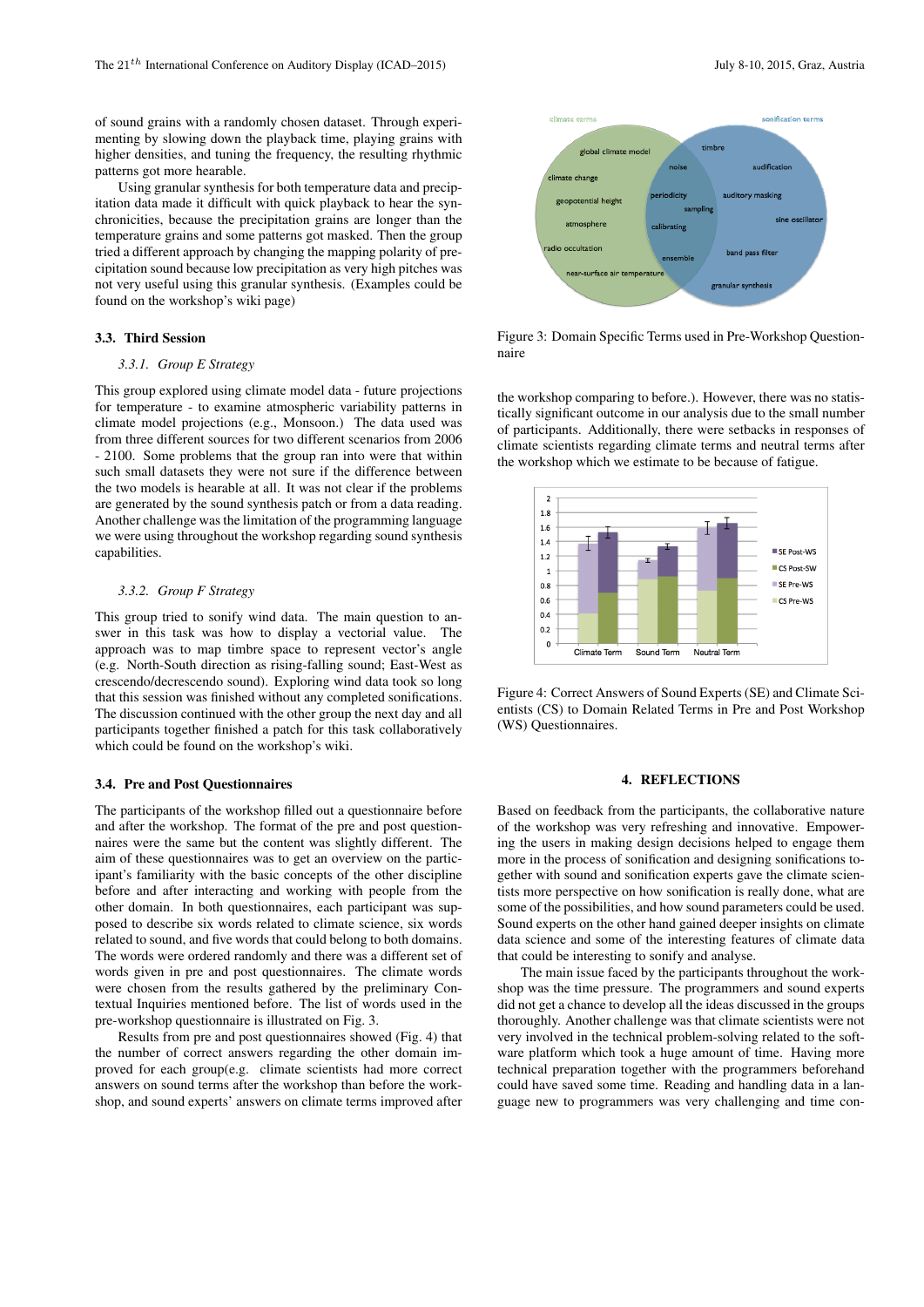of sound grains with a randomly chosen dataset. Through experimenting by slowing down the playback time, playing grains with higher densities, and tuning the frequency, the resulting rhythmic patterns got more hearable.

Using granular synthesis for both temperature data and precipitation data made it difficult with quick playback to hear the synchronicities, because the precipitation grains are longer than the temperature grains and some patterns got masked. Then the group tried a different approach by changing the mapping polarity of precipitation sound because low precipitation as very high pitches was not very useful using this granular synthesis. (Examples could be found on the workshop's wiki page)

### 3.3. Third Session

#### 3.3.1. *Group E Strategy*

This group explored using climate model data - future projections for temperature - to examine atmospheric variability patterns in climate model projections (e.g., Monsoon.) The data used was from three different sources for two different scenarios from 2006 - 2100. Some problems that the group ran into were that within such small datasets they were not sure if the difference between the two models is hearable at all. It was not clear if the problems are generated by the sound synthesis patch or from a data reading. Another challenge was the limitation of the programming language we were using throughout the workshop regarding sound synthesis capabilities.

#### 3.3.2. *Group F Strategy*

This group tried to sonify wind data. The main question to answer in this task was how to display a vectorial value. The approach was to map timbre space to represent vector's angle (e.g. North-South direction as rising-falling sound; East-West as crescendo/decrescendo sound). Exploring wind data took so long that this session was finished without any completed sonifications. The discussion continued with the other group the next day and all participants together finished a patch for this task collaboratively which could be found on the workshop's wiki.

### 3.4. Pre and Post Questionnaires

The participants of the workshop filled out a questionnaire before and after the workshop. The format of the pre and post questionnaires were the same but the content was slightly different. The aim of these questionnaires was to get an overview on the participant's familiarity with the basic concepts of the other discipline before and after interacting and working with people from the other domain. In both questionnaires, each participant was supposed to describe six words related to climate science, six words related to sound, and five words that could belong to both domains. The words were ordered randomly and there was a different set of words given in pre and post questionnaires. The climate words were chosen from the results gathered by the preliminary Contextual Inquiries mentioned before. The list of words used in the pre-workshop questionnaire is illustrated on Fig. 3.

Results from pre and post questionnaires showed (Fig. 4) that the number of correct answers regarding the other domain improved for each group(e.g. climate scientists had more correct answers on sound terms after the workshop than before the workshop, and sound experts' answers on climate terms improved after the workshop comparing to before.). However, there was no statistically significant outcome in our analysis due to the small number of participants. Additionally, there were setbacks in responses of climate scientists regarding climate terms and neutral terms after the workshop which we estimate to be because of fatigue.

Figure 3: Domain Specific Terms used in Pre-Workshop Questionnaire

Figure 4: Correct Answers of Sound Experts (SE) and Climate Scientists (CS) to Domain Related Terms in Pre and Post Workshop (WS) Questionnaires.

## 4. REFLECTIONS

Based on feedback from the participants, the collaborative nature of the workshop was very refreshing and innovative. Empowering the users in making design decisions helped to engage them more in the process of sonification and designing sonifications together with sound and sonification experts gave the climate scientists more perspective on how sonification is really done, what are some of the possibilities, and how sound parameters could be used. Sound experts on the other hand gained deeper insights on climate data science and some of the interesting features of climate data that could be interesting to sonify and analyse.

The main issue faced by the participants throughout the workshop was the time pressure. The programmers and sound experts did not get a chance to develop all the ideas discussed in the groups thoroughly. Another challenge was that climate scientists were not very involved in the technical problem-solving related to the software platform which took a huge amount of time. Having more technical preparation together with the programmers beforehand could have saved some time. Reading and handling data in a language new to programmers was very challenging and time con-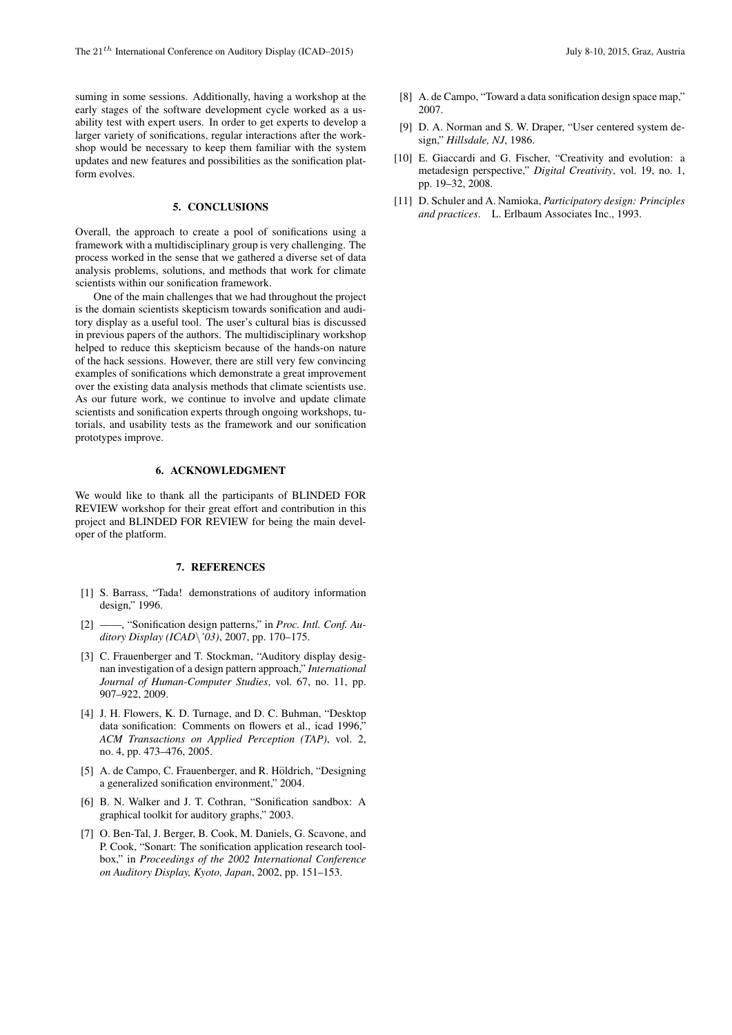suming in some sessions. Additionally, having a workshop at the early stages of the software development cycle worked as a usability test with expert users. In order to get experts to develop a larger variety of sonifications, regular interactions after the workshop would be necessary to keep them familiar with the system updates and new features and possibilities as the sonification platform evolves.

## 5. CONCLUSIONS

Overall, the approach to create a pool of sonifications using a framework with a multidisciplinary group is very challenging. The process worked in the sense that we gathered a diverse set of data analysis problems, solutions, and methods that work for climate scientists within our sonification framework.

One of the main challenges that we had throughout the project is the domain scientists skepticism towards sonification and auditory display as a useful tool. The user's cultural bias is discussed in previous papers of the authors. The multidisciplinary workshop helped to reduce this skepticism because of the hands-on nature of the hack sessions. However, there are still very few convincing examples of sonifications which demonstrate a great improvement over the existing data analysis methods that climate scientists use. As our future work, we continue to involve and update climate scientists and sonification experts through ongoing workshops, tutorials, and usability tests as the framework and our sonification prototypes improve.

## 6. ACKNOWLEDGMENT

We would like to thank all the participants of BLINDED FOR REVIEW workshop for their great effort and contribution in this project and BLINDED FOR REVIEW for being the main developer of the platform.

## 7. REFERENCES

[1] S. Barrass, "Tada! demonstrations of auditory information design," 1996.

[2] ——, "Sonification design patterns," in *Proc. Intl. Conf. Auditory Display (ICAD\'03)*, 2007, pp. 170–175.

[3] C. Frauenberger and T. Stockman, "Auditory display designan investigation of a design pattern approach," *International Journal of Human-Computer Studies*, vol. 67, no. 11, pp. 907–922, 2009.

[4] J. H. Flowers, K. D. Turnage, and D. C. Buhman, "Desktop data sonification: Comments on flowers et al., icad 1996," *ACM Transactions on Applied Perception (TAP)*, vol. 2, no. 4, pp. 473–476, 2005.

[5] A. de Campo, C. Frauenberger, and R. Höldrich, "Designing a generalized sonification environment," 2004.

[6] B. N. Walker and J. T. Cothran, "Sonification sandbox: A graphical toolkit for auditory graphs," 2003.

[7] O. Ben-Tal, J. Berger, B. Cook, M. Daniels, G. Scavone, and P. Cook, "Sonart: The sonification application research toolbox," in *Proceedings of the 2002 International Conference on Auditory Display, Kyoto, Japan*, 2002, pp. 151–153.

[8] A. de Campo, "Toward a data sonification design space map," 2007.

[9] D. A. Norman and S. W. Draper, "User centered system design," *Hillsdale, NJ*, 1986.

[10] E. Giaccardi and G. Fischer, "Creativity and evolution: a metadesign perspective," *Digital Creativity*, vol. 19, no. 1, pp. 19–32, 2008.

[11] D. Schuler and A. Namioka, *Participatory design: Principles and practices*. L. Erlbaum Associates Inc., 1993.